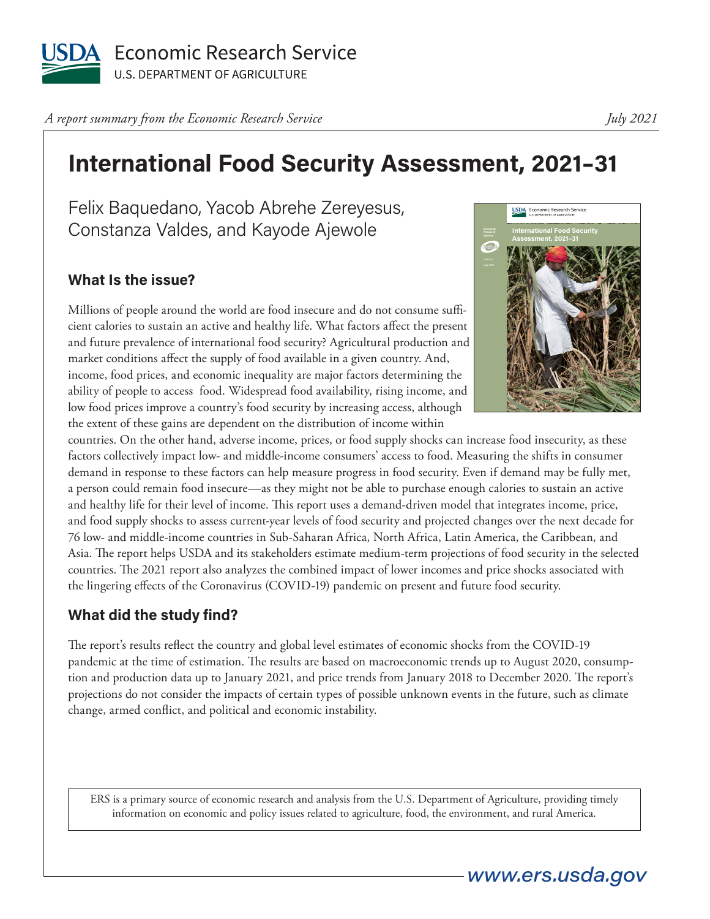USDA Economic Research Service
U.S. DEPARTMENT OF AGRICULTURE

*A report summary from the Economic Research Service*

*July 2021*

# International Food Security Assessment, 2021–31

Felix Baquedano, Yacob Abrehe Zereyesus, Constanza Valdes, and Kayode Ajewole

## What Is the issue?

Millions of people around the world are food insecure and do not consume sufficient calories to sustain an active and healthy life. What factors affect the present and future prevalence of international food security? Agricultural production and market conditions affect the supply of food available in a given country. And, income, food prices, and economic inequality are major factors determining the ability of people to access food. Widespread food availability, rising income, and low food prices improve a country's food security by increasing access, although the extent of these gains are dependent on the distribution of income within countries. On the other hand, adverse income, prices, or food supply shocks can increase food insecurity, as these factors collectively impact low- and middle-income consumers' access to food. Measuring the shifts in consumer demand in response to these factors can help measure progress in food security. Even if demand may be fully met, a person could remain food insecure—as they might not be able to purchase enough calories to sustain an active and healthy life for their level of income. This report uses a demand-driven model that integrates income, price, and food supply shocks to assess current-year levels of food security and projected changes over the next decade for 76 low- and middle-income countries in Sub-Saharan Africa, North Africa, Latin America, the Caribbean, and Asia. The report helps USDA and its stakeholders estimate medium-term projections of food security in the selected countries. The 2021 report also analyzes the combined impact of lower incomes and price shocks associated with the lingering effects of the Coronavirus (COVID-19) pandemic on present and future food security.

## What did the study find?

The report's results reflect the country and global level estimates of economic shocks from the COVID-19 pandemic at the time of estimation. The results are based on macroeconomic trends up to August 2020, consumption and production data up to January 2021, and price trends from January 2018 to December 2020. The report's projections do not consider the impacts of certain types of possible unknown events in the future, such as climate change, armed conflict, and political and economic instability.

ERS is a primary source of economic research and analysis from the U.S. Department of Agriculture, providing timely information on economic and policy issues related to agriculture, food, the environment, and rural America.

www.ers.usda.gov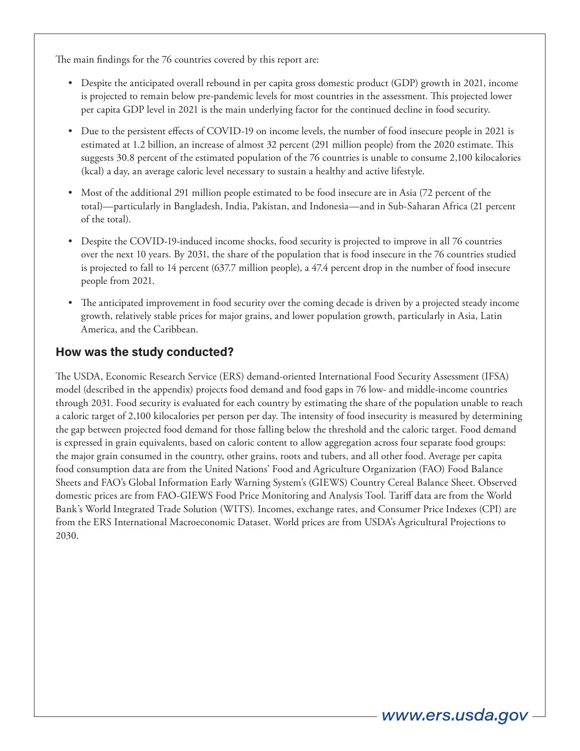The main findings for the 76 countries covered by this report are:

- Despite the anticipated overall rebound in per capita gross domestic product (GDP) growth in 2021, income is projected to remain below pre-pandemic levels for most countries in the assessment. This projected lower per capita GDP level in 2021 is the main underlying factor for the continued decline in food security.
- Due to the persistent effects of COVID-19 on income levels, the number of food insecure people in 2021 is estimated at 1.2 billion, an increase of almost 32 percent (291 million people) from the 2020 estimate. This suggests 30.8 percent of the estimated population of the 76 countries is unable to consume 2,100 kilocalories (kcal) a day, an average caloric level necessary to sustain a healthy and active lifestyle.
- Most of the additional 291 million people estimated to be food insecure are in Asia (72 percent of the total)—particularly in Bangladesh, India, Pakistan, and Indonesia—and in Sub-Saharan Africa (21 percent of the total).
- Despite the COVID-19-induced income shocks, food security is projected to improve in all 76 countries over the next 10 years. By 2031, the share of the population that is food insecure in the 76 countries studied is projected to fall to 14 percent (637.7 million people), a 47.4 percent drop in the number of food insecure people from 2021.
- The anticipated improvement in food security over the coming decade is driven by a projected steady income growth, relatively stable prices for major grains, and lower population growth, particularly in Asia, Latin America, and the Caribbean.

## How was the study conducted?

The USDA, Economic Research Service (ERS) demand-oriented International Food Security Assessment (IFSA) model (described in the appendix) projects food demand and food gaps in 76 low- and middle-income countries through 2031. Food security is evaluated for each country by estimating the share of the population unable to reach a caloric target of 2,100 kilocalories per person per day. The intensity of food insecurity is measured by determining the gap between projected food demand for those falling below the threshold and the caloric target. Food demand is expressed in grain equivalents, based on caloric content to allow aggregation across four separate food groups: the major grain consumed in the country, other grains, roots and tubers, and all other food. Average per capita food consumption data are from the United Nations' Food and Agriculture Organization (FAO) Food Balance Sheets and FAO's Global Information Early Warning System's (GIEWS) Country Cereal Balance Sheet. Observed domestic prices are from FAO-GIEWS Food Price Monitoring and Analysis Tool. Tariff data are from the World Bank's World Integrated Trade Solution (WITS). Incomes, exchange rates, and Consumer Price Indexes (CPI) are from the ERS International Macroeconomic Dataset. World prices are from USDA's Agricultural Projections to 2030.